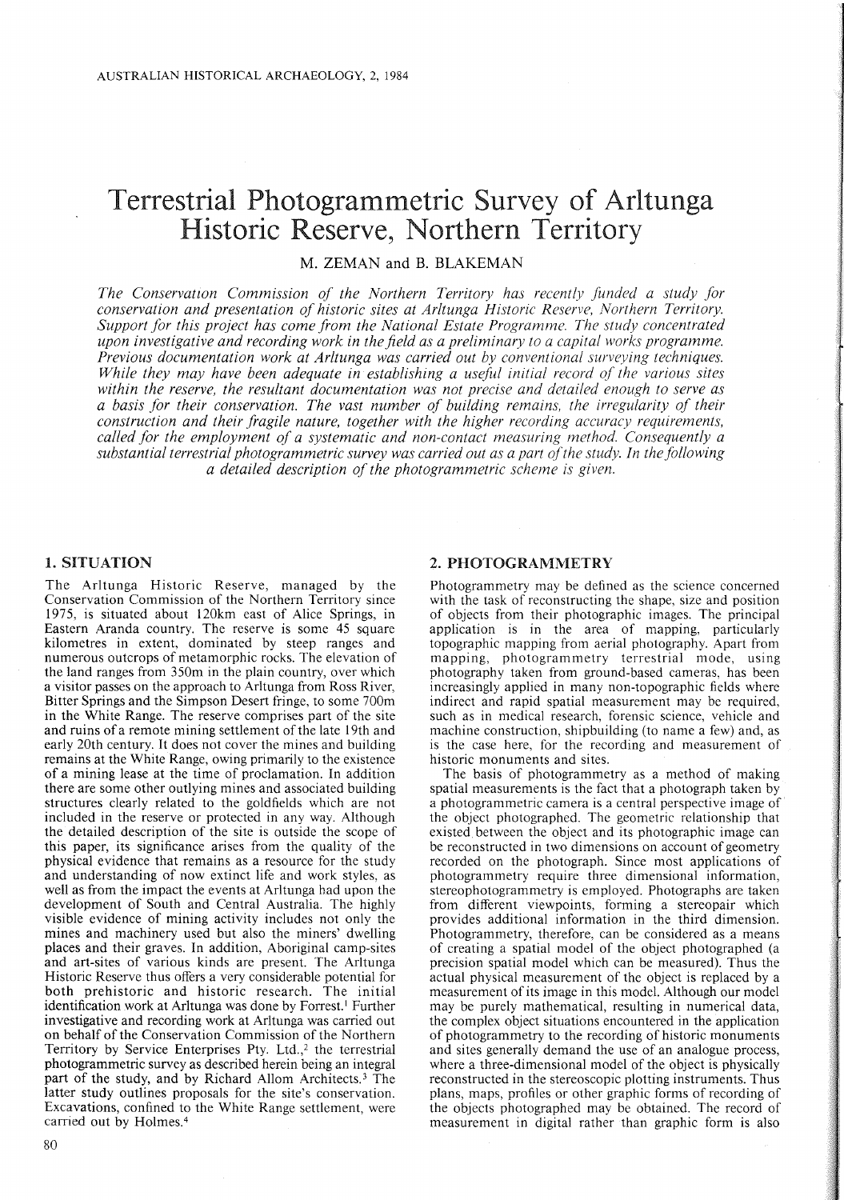# Terrestrial Photogrammetric Survey of Arltunga Historic Reserve, Northern Territory

M. ZEMAN and B. BLAKEMAN

*The Conservation Commission of the Northern Territory has recently funded a study for conservation and presentation of historic sites at Arltunga Historic Reserve, Northern Territory. Support for this project has come from the National Estate Programme. The study concentrated upon investigative and recording work in the field as a preliminary to a capital works programme. Previous documentation work at Arltunga was carried out by conventional surveying techniques. While they may have been adequate in establishing a useful initial record of the various sites within the reserve, the resultant documentation was not precise and detailed enough to serve as a basis for their conservation. The vast number of building remains, the irregularity of their construction and their fragile nature, together with the higher recording accuracy requirements, called for the employment of a systematic and non-contact measuring method. Consequently a substantial terrestrial photogrammetric survey was carried out as a part of the study. In the following a detailed description of the photogrammetric scheme is given.*

## 1. SITUATION

The Arltunga Historic Reserve, managed by the Conservation Commission of the Northern Territory since 1975, is situated about 120km east of Alice Springs, in Eastern Aranda country. The reserve is some 45 square kilometres in extent, dominated by steep ranges and numerous outcrops of metamorphic rocks. The elevation of the land ranges from 350m in the plain country, over which a visitor passes on the approach to Arltunga from Ross River, Bitter Springs and the Simpson Desert fringe, to some 700m in the White Range. The reserve comprises part of the site and ruins of a remote mining settlement of the late 19th and early 20th century. It does not cover the mines and building remains at the White Range, owing primarily to the existence of a mining lease at the time of proclamation. In addition there are some other outlying mines and associated building structures clearly related to the goldfields which are not included in the reserve or protected in any way. Although the detailed description of the site is outside the scope of this paper, its significance arises from the quality of the physical evidence that remains as a resource for the study and understanding of now extinct life and work styles, as well as from the impact the events at Arltunga had upon the development of South and Central Australia. The highly visible evidence of mining activity includes not only the mines and machinery used but also the miners' dwelling places and their graves. In addition, Aboriginal camp-sites and art-sites of various kinds are present. The Arltunga Historic Reserve thus offers a very considerable potential for both prehistoric and historic research. The initial identification work at Arltunga was done by Forrest.[1] Further investigative and recording work at Arltunga was carried out on behalf of the Conservation Commission of the Northern Territory by Service Enterprises Pty. Ltd.,[2] the terrestrial photogrammetric survey as described herein being an integral part of the study, and by Richard Allom Architects.[3] The latter study outlines proposals for the site's conservation. Excavations, confined to the White Range settlement, were carried out by Holmes.[4]

## 2. PHOTOGRAMMETRY

Photogrammetry may be defined as the science concerned with the task of reconstructing the shape, size and position of objects from their photographic images. The principal application is in the area of mapping, particularly topographic mapping from aerial photography. Apart from mapping, photogrammetry terrestrial mode, using photography taken from ground-based cameras, has been increasingly applied in many non-topographic fields where indirect and rapid spatial measurement may be required, such as in medical research, forensic science, vehicle and machine construction, shipbuilding (to name a few) and, as is the case here, for the recording and measurement of historic monuments and sites.

The basis of photogrammetry as a method of making spatial measurements is the fact that a photograph taken by a photogrammetric camera is a central perspective image of the object photographed. The geometric relationship that existed between the object and its photographic image can be reconstructed in two dimensions on account of geometry recorded on the photograph. Since most applications of photogrammetry require three dimensional information, stereophotogrammetry is employed. Photographs are taken from different viewpoints, forming a stereopair which provides additional information in the third dimension. Photogrammetry, therefore, can be considered as a means of creating a spatial model of the object photographed (a precision spatial model which can be measured). Thus the actual physical measurement of the object is replaced by a measurement of its image in this model. Although our model may be purely mathematical, resulting in numerical data, the complex object situations encountered in the application of photogrammetry to the recording of historic monuments and sites generally demand the use of an analogue process, where a three-dimensional model of the object is physically reconstructed in the stereoscopic plotting instruments. Thus plans, maps, profiles or other graphic forms of recording of the objects photographed may be obtained. The record of measurement in digital rather than graphic form is also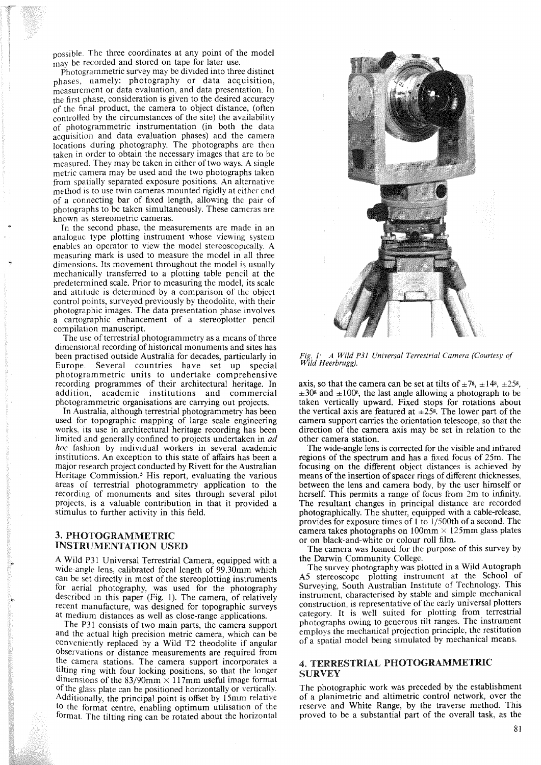possible. The three coordinates at any point of the model may be recorded and stored on tape for later use.

Photogrammetric survey may be divided into three distinct phases, namely: photography or data acquisition, measurement or data evaluation, and data presentation. In the first phase, consideration is given to the desired accuracy of the final product, the camera to object distance, (often controlled by the circumstances of the site) the availability of photogrammetric instrumentation (in both the data acquisition and data evaluation phases) and the camera locations during photography. The photographs are then taken in order to obtain the necessary images that are to be measured. They may be taken in either of two ways. A single metric camera may be used and the two photographs taken from spatially separated exposure positions. An alternative method is to use twin cameras mounted rigidly at either end of a connecting bar of fixed length, allowing the pair of photographs to be taken simultaneously. These cameras are known as stereometric cameras.

In the second phase, the measurements are made in an analogue type plotting instrument whose viewing system enables an operator to view the model stereoscopically. A measuring mark is used to measure the model in all three dimensions. Its movement throughout the model is usually mechanically transferred to a plotting table pencil at the predetermined scale. Prior to measuring the model, its scale and attitude is determined by a comparison of the object control points, surveyed previously by theodolite, with their photographic images. The data presentation phase involves a cartographic enhancement of a stereoplotter pencil compilation manuscript.

The use of terrestrial photogrammetry as a means of three dimensional recording of historical monuments and sites has been practised outside Australia for decades, particularly in Europe. Several countries have set up special photogrammetric units to undertake comprehensive recording programmes of their architectural heritage. In addition, academic institutions and commercial photogrammetric organisations are carrying out projects.

In Australia, although terrestrial photogrammetry has been used for topographic mapping of large scale engineering works, its use in architectural heritage recording has been limited and generally confined to projects undertaken in *ad hoc* fashion by individual workers in several academic institutions. An exception to this state of affairs has been a major research project conducted by Rivett for the Australian Heritage Commission.[5] His report, evaluating the various areas of terrestrial photogrammetry application to the recording of monuments and sites through several pilot projects, is a valuable contribution in that it provided a stimulus to further activity in this field.

## 3. PHOTOGRAMMETRIC INSTRUMENTATION USED

A Wild P31 Universal Terrestrial Camera, equipped with a wide-angle lens, calibrated focal length of 99.30mm which can be set directly in most of the stereoplotting instruments for aerial photography, was used for the photography described in this paper (Fig. 1). The camera, of relatively recent manufacture, was designed for topographic surveys at medium distances as well as close-range applications.

The P31 consists of two main parts, the camera support and the actual high precision metric camera, which can be conveniently replaced by a Wild T2 theodolite if angular observations or distance measurements are required from the camera stations. The camera support incorporates a tilting ring with four locking positions, so that the longer dimensions of the 83/90mm × 117mm useful image format of the glass plate can be positioned horizontally or vertically. Additionally, the principal point is offset by 15mm relative to the format centre, enabling optimum utilisation of the format. The tilting ring can be rotated about the horizontal axis, so that the camera can be set at tilts of $\pm 7^g$, $\pm 14^g$, $\pm 25^g$, $\pm 30^g$ and $\pm 100^g$, the last angle allowing a photograph to be taken vertically upward. Fixed stops for rotations about the vertical axis are featured at $\pm 25^g$. The lower part of the camera support carries the orientation telescope, so that the direction of the camera axis may be set in relation to the other camera station.

*Fig. 1: A Wild P31 Universal Terrestrial Camera (Courtesy of Wild Heerbrugg).*

The wide-angle lens is corrected for the visible and infrared regions of the spectrum and has a fixed focus of 25m. The focusing on the different object distances is achieved by means of the insertion of spacer rings of different thicknesses, between the lens and camera body, by the user himself or herself. This permits a range of focus from 2m to infinity. The resultant changes in principal distance are recorded photographically. The shutter, equipped with a cable-release, provides for exposure times of 1 to 1/500th of a second. The camera takes photographs on 100mm × 125mm glass plates or on black-and-white or colour roll film.

The camera was loaned for the purpose of this survey by the Darwin Community College.

The survey photography was plotted in a Wild Autograph A5 stereoscope plotting instrument at the School of Surveying, South Australian Institute of Technology. This instrument, characterised by stable and simple mechanical construction, is representative of the early universal plotters category. It is well suited for plotting from terrestrial photographs owing to generous tilt ranges. The instrument employs the mechanical projection principle, the restitution of a spatial model being simulated by mechanical means.

## 4. TERRESTRIAL PHOTOGRAMMETRIC SURVEY

The photographic work was preceded by the establishment of a planimetric and altimetric control network, over the reserve and White Range, by the traverse method. This proved to be a substantial part of the overall task, as the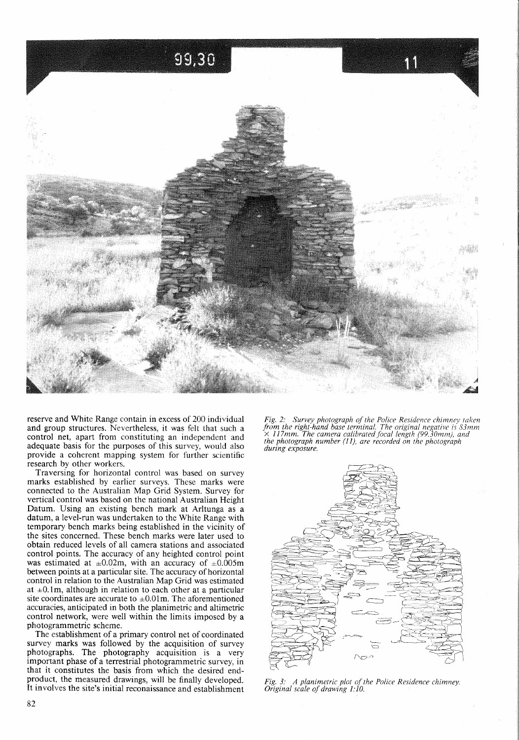reserve and White Range contain in excess of 200 individual and group structures. Nevertheless, it was felt that such a control net, apart from constituting an independent and adequate basis for the purposes of this survey, would also provide a coherent mapping system for further scientific research by other workers.

Traversing for horizontal control was based on survey marks established by earlier surveys. These marks were connected to the Australian Map Grid System. Survey for vertical control was based on the national Australian Height Datum. Using an existing bench mark at Arltunga as a datum, a level-run was undertaken to the White Range with temporary bench marks being established in the vicinity of the sites concerned. These bench marks were later used to obtain reduced levels of all camera stations and associated control points. The accuracy of any heighted control point was estimated at $\pm 0.02$m, with an accuracy of $\pm 0.005$m between points at a particular site. The accuracy of horizontal control in relation to the Australian Map Grid was estimated at $\pm 0.1$m, although in relation to each other at a particular site coordinates are accurate to $\pm 0.01$m. The aforementioned accuracies, anticipated in both the planimetric and altimetric control network, were well within the limits imposed by a photogrammetric scheme.

The establishment of a primary control net of coordinated survey marks was followed by the acquisition of survey photographs. The photography acquisition is a very important phase of a terrestrial photogrammetric survey, in that it constitutes the basis from which the desired end-product, the measured drawings, will be finally developed. It involves the site's initial reconnaissance and establishment

*Fig. 2: Survey photograph of the Police Residence chimney taken from the right-hand base terminal. The original negative is 83mm × 117mm. The camera calibrated focal length (99.30mm), and the photograph number (11), are recorded on the photograph during exposure.*

*Fig. 3: A planimetric plot of the Police Residence chimney. Original scale of drawing 1:10.*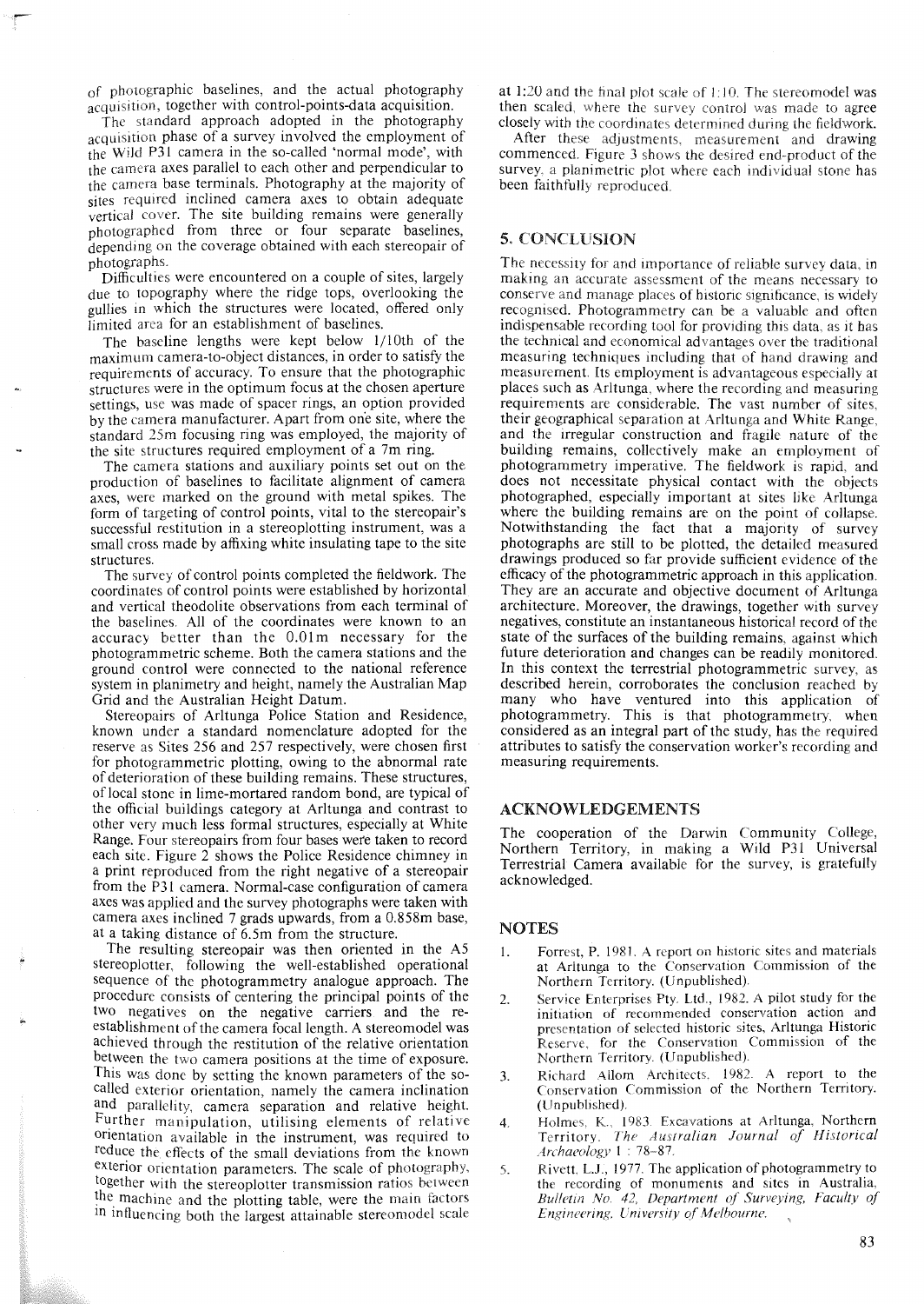of photographic baselines, and the actual photography acquisition, together with control-points-data acquisition.

The standard approach adopted in the photography acquisition phase of a survey involved the employment of the Wild P31 camera in the so-called 'normal mode', with the camera axes parallel to each other and perpendicular to the camera base terminals. Photography at the majority of sites required inclined camera axes to obtain adequate vertical cover. The site building remains were generally photographed from three or four separate baselines, depending on the coverage obtained with each stereopair of photographs.

Difficulties were encountered on a couple of sites, largely due to topography where the ridge tops, overlooking the gullies in which the structures were located, offered only limited area for an establishment of baselines.

The baseline lengths were kept below 1/10th of the maximum camera-to-object distances, in order to satisfy the requirements of accuracy. To ensure that the photographic structures were in the optimum focus at the chosen aperture settings, use was made of spacer rings, an option provided by the camera manufacturer. Apart from one site, where the standard 25m focusing ring was employed, the majority of the site structures required employment of a 7m ring.

The camera stations and auxiliary points set out on the production of baselines to facilitate alignment of camera axes, were marked on the ground with metal spikes. The form of targeting of control points, vital to the stereopair's successful restitution in a stereoplotting instrument, was a small cross made by affixing white insulating tape to the site structures.

The survey of control points completed the fieldwork. The coordinates of control points were established by horizontal and vertical theodolite observations from each terminal of the baselines. All of the coordinates were known to an accuracy better than the 0.01m necessary for the photogrammetric scheme. Both the camera stations and the ground control were connected to the national reference system in planimetry and height, namely the Australian Map Grid and the Australian Height Datum.

Stereopairs of Arltunga Police Station and Residence, known under a standard nomenclature adopted for the reserve as Sites 256 and 257 respectively, were chosen first for photogrammetric plotting, owing to the abnormal rate of deterioration of these building remains. These structures, of local stone in lime-mortared random bond, are typical of the official buildings category at Arltunga and contrast to other very much less formal structures, especially at White Range. Four stereopairs from four bases were taken to record each site. Figure 2 shows the Police Residence chimney in a print reproduced from the right negative of a stereopair from the P31 camera. Normal-case configuration of camera axes was applied and the survey photographs were taken with camera axes inclined 7 grads upwards, from a 0.858m base, at a taking distance of 6.5m from the structure.

The resulting stereopair was then oriented in the A5 stereoplotter, following the well-established operational sequence of the photogrammetry analogue approach. The procedure consists of centering the principal points of the two negatives on the negative carriers and the re-establishment of the camera focal length. A stereomodel was achieved through the restitution of the relative orientation between the two camera positions at the time of exposure. This was done by setting the known parameters of the so-called exterior orientation, namely the camera inclination and parallelity, camera separation and relative height. Further manipulation, utilising elements of relative orientation available in the instrument, was required to reduce the effects of the small deviations from the known exterior orientation parameters. The scale of photography, together with the stereoplotter transmission ratios between the machine and the plotting table, were the main factors in influencing both the largest attainable stereomodel scale at 1:20 and the final plot scale of 1:10. The stereomodel was then scaled, where the survey control was made to agree closely with the coordinates determined during the fieldwork.

After these adjustments, measurement and drawing commenced. Figure 3 shows the desired end-product of the survey, a planimetric plot where each individual stone has been faithfully reproduced.

## 5. CONCLUSION

The necessity for and importance of reliable survey data, in making an accurate assessment of the means necessary to conserve and manage places of historic significance, is widely recognised. Photogrammetry can be a valuable and often indispensable recording tool for providing this data, as it has the technical and economical advantages over the traditional measuring techniques including that of hand drawing and measurement. Its employment is advantageous especially at places such as Arltunga, where the recording and measuring requirements are considerable. The vast number of sites, their geographical separation at Arltunga and White Range, and the irregular construction and fragile nature of the building remains, collectively make an employment of photogrammetry imperative. The fieldwork is rapid, and does not necessitate physical contact with the objects photographed, especially important at sites like Arltunga where the building remains are on the point of collapse. Notwithstanding the fact that a majority of survey photographs are still to be plotted, the detailed measured drawings produced so far provide sufficient evidence of the efficacy of the photogrammetric approach in this application. They are an accurate and objective document of Arltunga architecture. Moreover, the drawings, together with survey negatives, constitute an instantaneous historical record of the state of the surfaces of the building remains, against which future deterioration and changes can be readily monitored. In this context the terrestrial photogrammetric survey, as described herein, corroborates the conclusion reached by many who have ventured into this application of photogrammetry. This is that photogrammetry, when considered as an integral part of the study, has the required attributes to satisfy the conservation worker's recording and measuring requirements.

## ACKNOWLEDGEMENTS

The cooperation of the Darwin Community College, Northern Territory, in making a Wild P31 Universal Terrestrial Camera available for the survey, is gratefully acknowledged.

## NOTES

1. Forrest, P. 1981. A report on historic sites and materials at Arltunga to the Conservation Commission of the Northern Territory. (Unpublished).
2. Service Enterprises Pty. Ltd., 1982. A pilot study for the initiation of recommended conservation action and presentation of selected historic sites, Arltunga Historic Reserve, for the Conservation Commission of the Northern Territory. (Unpublished).
3. Richard Allom Architects. 1982. A report to the Conservation Commission of the Northern Territory. (Unpublished).
4. Holmes, K., 1983. Excavations at Arltunga, Northern Territory. *The Australian Journal of Historical Archaeology* 1 : 78-87.
5. Rivett, L.J., 1977. The application of photogrammetry to the recording of monuments and sites in Australia, *Bulletin No. 42, Department of Surveying, Faculty of Engineering, University of Melbourne.*